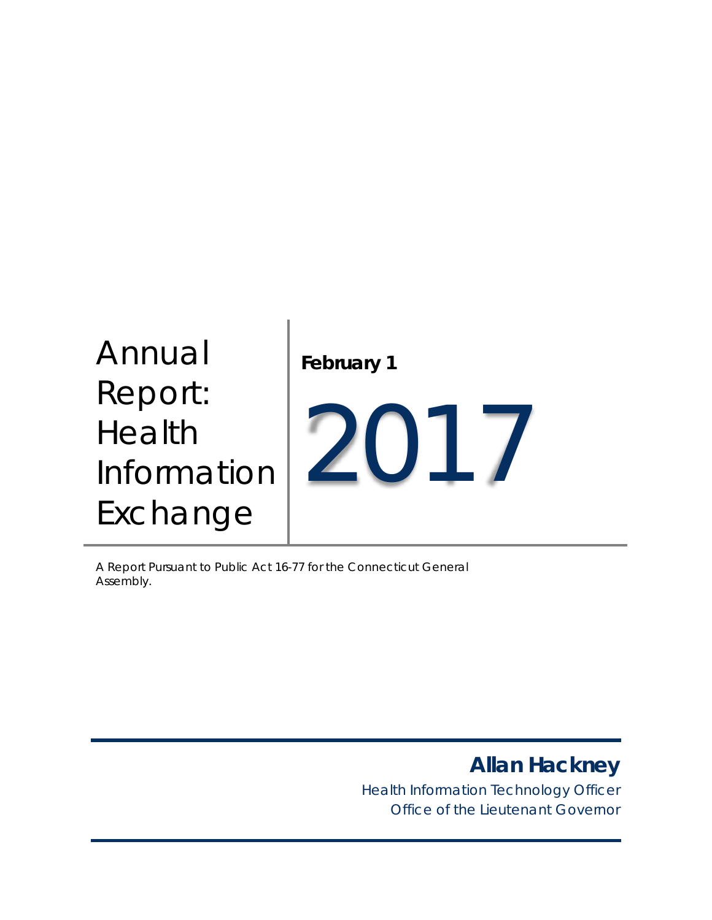# Annual Report: Health Information Exchange

**February 1**

# 2017

A Report Pursuant to Public Act 16-77 for the Connecticut General Assembly.

**Allan Hackney**

Health Information Technology Officer
Office of the Lieutenant Governor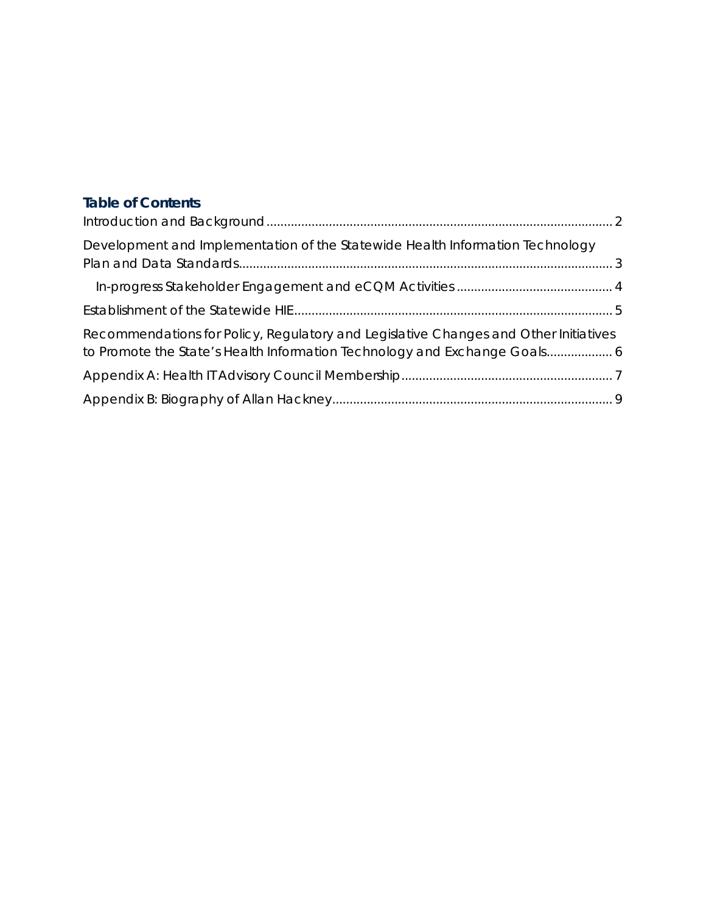## Table of Contents

Introduction and Background ........................................................................................................ 2

Development and Implementation of the Statewide Health Information Technology Plan and Data Standards ........................................................................................................ 3

In-progress Stakeholder Engagement and eCQM Activities ........................................................ 4

Establishment of the Statewide HIE ........................................................................................................ 5

Recommendations for Policy, Regulatory and Legislative Changes and Other Initiatives to Promote the State's Health Information Technology and Exchange Goals .................. 6

Appendix A: Health IT Advisory Council Membership ........................................................ 7

Appendix B: Biography of Allan Hackney ........................................................................................ 9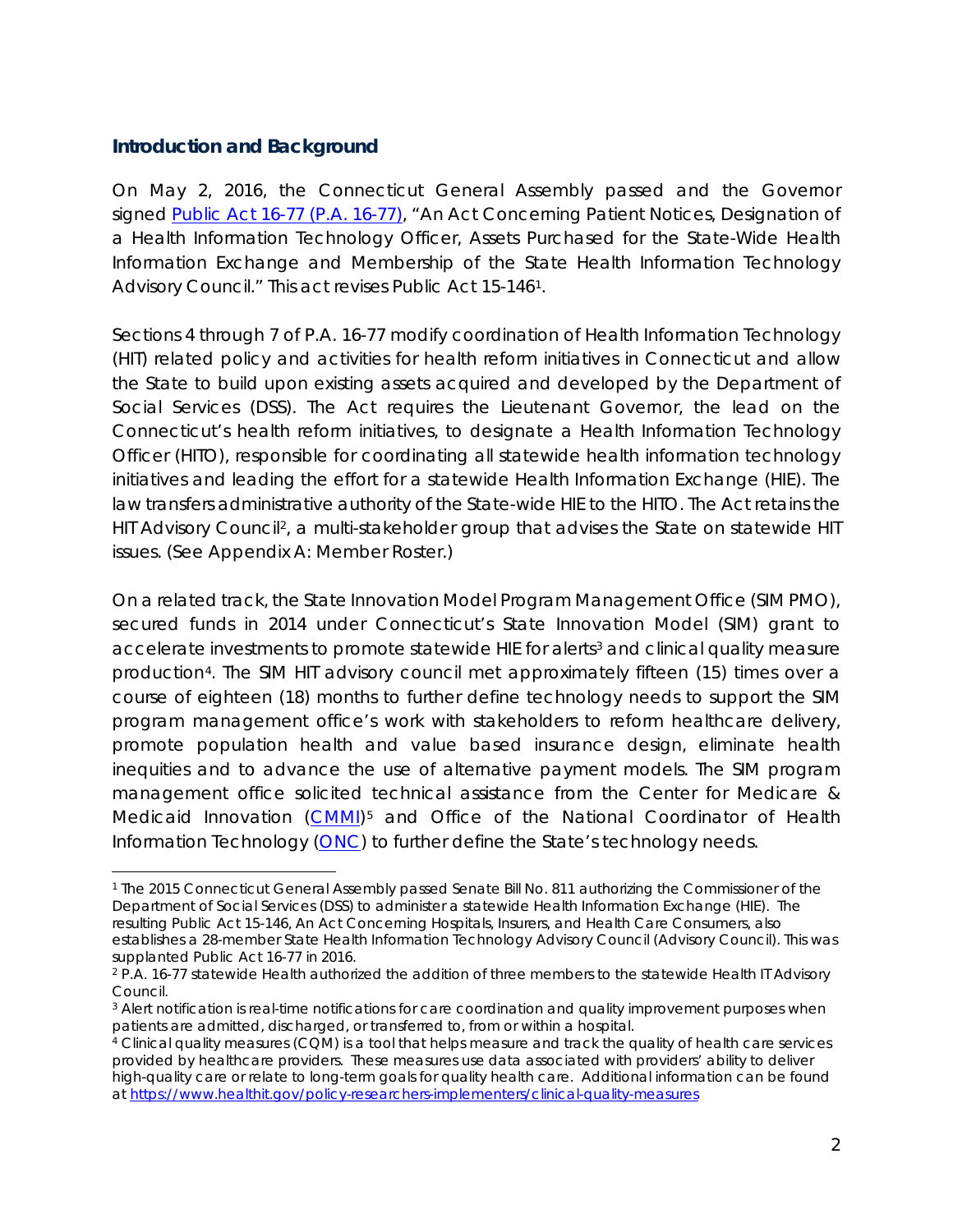## Introduction and Background

On May 2, 2016, the Connecticut General Assembly passed and the Governor signed [Public Act 16-77 (P.A. 16-77)](), "An Act Concerning Patient Notices, Designation of a Health Information Technology Officer, Assets Purchased for the State-Wide Health Information Exchange and Membership of the State Health Information Technology Advisory Council." This act revises Public Act 15-146[1].

Sections 4 through 7 of P.A. 16-77 modify coordination of Health Information Technology (HIT) related policy and activities for health reform initiatives in Connecticut and allow the State to build upon existing assets acquired and developed by the Department of Social Services (DSS). The Act requires the Lieutenant Governor, the lead on the Connecticut's health reform initiatives, to designate a Health Information Technology Officer (HITO), responsible for coordinating all statewide health information technology initiatives and leading the effort for a statewide Health Information Exchange (HIE). The law transfers administrative authority of the State-wide HIE to the HITO. The Act retains the HIT Advisory Council[2], a multi-stakeholder group that advises the State on statewide HIT issues. (See Appendix A: Member Roster.)

On a related track, the State Innovation Model Program Management Office (SIM PMO), secured funds in 2014 under Connecticut's State Innovation Model (SIM) grant to accelerate investments to promote statewide HIE for alerts[3] and clinical quality measure production[4]. The SIM HIT advisory council met approximately fifteen (15) times over a course of eighteen (18) months to further define technology needs to support the SIM program management office's work with stakeholders to reform healthcare delivery, promote population health and value based insurance design, eliminate health inequities and to advance the use of alternative payment models. The SIM program management office solicited technical assistance from the Center for Medicare & Medicaid Innovation ([CMMI]())[5] and Office of the National Coordinator of Health Information Technology ([ONC]()) to further define the State's technology needs.

---

[1] The 2015 Connecticut General Assembly passed Senate Bill No. 811 authorizing the Commissioner of the Department of Social Services (DSS) to administer a statewide Health Information Exchange (HIE). The resulting Public Act 15-146, An Act Concerning Hospitals, Insurers, and Health Care Consumers, also establishes a 28-member State Health Information Technology Advisory Council (Advisory Council). This was supplanted Public Act 16-77 in 2016.

[2] P.A. 16-77 statewide Health authorized the addition of three members to the statewide Health IT Advisory Council.

[3] Alert notification is real-time notifications for care coordination and quality improvement purposes when patients are admitted, discharged, or transferred to, from or within a hospital.

[4] Clinical quality measures (CQM) is a tool that helps measure and track the quality of health care services provided by healthcare providers. These measures use data associated with providers' ability to deliver high-quality care or relate to long-term goals for quality health care. Additional information can be found at https://www.healthit.gov/policy-researchers-implementers/clinical-quality-measures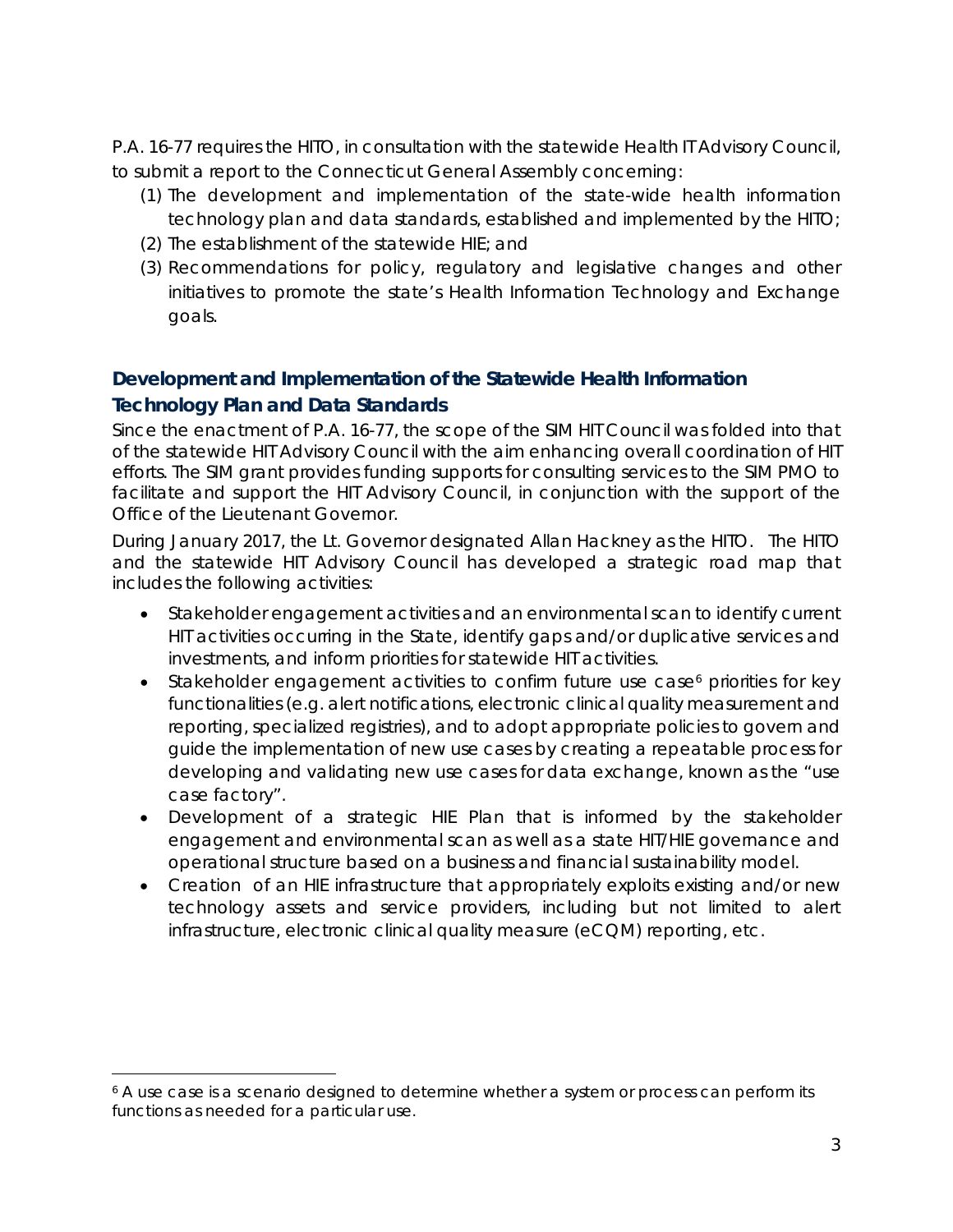P.A. 16-77 requires the HITO, in consultation with the statewide Health IT Advisory Council, to submit a report to the Connecticut General Assembly concerning:

(1) The development and implementation of the state-wide health information technology plan and data standards, established and implemented by the HITO;
(2) The establishment of the statewide HIE; and
(3) Recommendations for policy, regulatory and legislative changes and other initiatives to promote the state's Health Information Technology and Exchange goals.

## Development and Implementation of the Statewide Health Information Technology Plan and Data Standards

Since the enactment of P.A. 16-77, the scope of the SIM HIT Council was folded into that of the statewide HIT Advisory Council with the aim enhancing overall coordination of HIT efforts. The SIM grant provides funding supports for consulting services to the SIM PMO to facilitate and support the HIT Advisory Council, in conjunction with the support of the Office of the Lieutenant Governor.

During January 2017, the Lt. Governor designated Allan Hackney as the HITO. The HITO and the statewide HIT Advisory Council has developed a strategic road map that includes the following activities:

- Stakeholder engagement activities and an environmental scan to identify current HIT activities occurring in the State, identify gaps and/or duplicative services and investments, and inform priorities for statewide HIT activities.
- Stakeholder engagement activities to confirm future use case[6] priorities for key functionalities (e.g. alert notifications, electronic clinical quality measurement and reporting, specialized registries), and to adopt appropriate policies to govern and guide the implementation of new use cases by creating a repeatable process for developing and validating new use cases for data exchange, known as the "use case factory".
- Development of a strategic HIE Plan that is informed by the stakeholder engagement and environmental scan as well as a state HIT/HIE governance and operational structure based on a business and financial sustainability model.
- Creation of an HIE infrastructure that appropriately exploits existing and/or new technology assets and service providers, including but not limited to alert infrastructure, electronic clinical quality measure (eCQM) reporting, etc.

[6] A use case is a scenario designed to determine whether a system or process can perform its functions as needed for a particular use.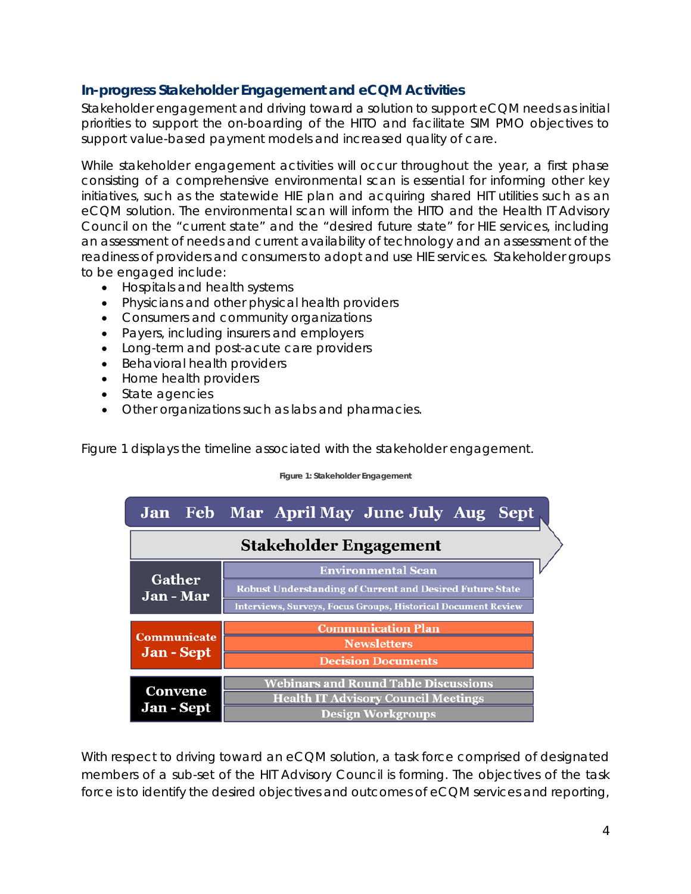## In-progress Stakeholder Engagement and eCQM Activities

Stakeholder engagement and driving toward a solution to support eCQM needs as initial priorities to support the on-boarding of the HITO and facilitate SIM PMO objectives to support value-based payment models and increased quality of care.

While stakeholder engagement activities will occur throughout the year, a first phase consisting of a comprehensive environmental scan is essential for informing other key initiatives, such as the statewide HIE plan and acquiring shared HIT utilities such as an eCQM solution. The environmental scan will inform the HITO and the Health IT Advisory Council on the "current state" and the "desired future state" for HIE services, including an assessment of needs and current availability of technology and an assessment of the readiness of providers and consumers to adopt and use HIE services. Stakeholder groups to be engaged include:

- Hospitals and health systems
- Physicians and other physical health providers
- Consumers and community organizations
- Payers, including insurers and employers
- Long-term and post-acute care providers
- Behavioral health providers
- Home health providers
- State agencies
- Other organizations such as labs and pharmacies.

Figure 1 displays the timeline associated with the stakeholder engagement.

**Figure 1: Stakeholder Engagement**

Jan Feb Mar April May June July Aug Sept

**Stakeholder Engagement**

| Phase | Activities |
|---|---|
| Gather Jan - Mar | Environmental Scan |
| | Robust Understanding of Current and Desired Future State |
| | Interviews, Surveys, Focus Groups, Historical Document Review |
| Communicate Jan - Sept | Communication Plan |
| | Newsletters |
| | Decision Documents |
| Convene Jan - Sept | Webinars and Round Table Discussions |
| | Health IT Advisory Council Meetings |
| | Design Workgroups |

With respect to driving toward an eCQM solution, a task force comprised of designated members of a sub-set of the HIT Advisory Council is forming. The objectives of the task force is to identify the desired objectives and outcomes of eCQM services and reporting,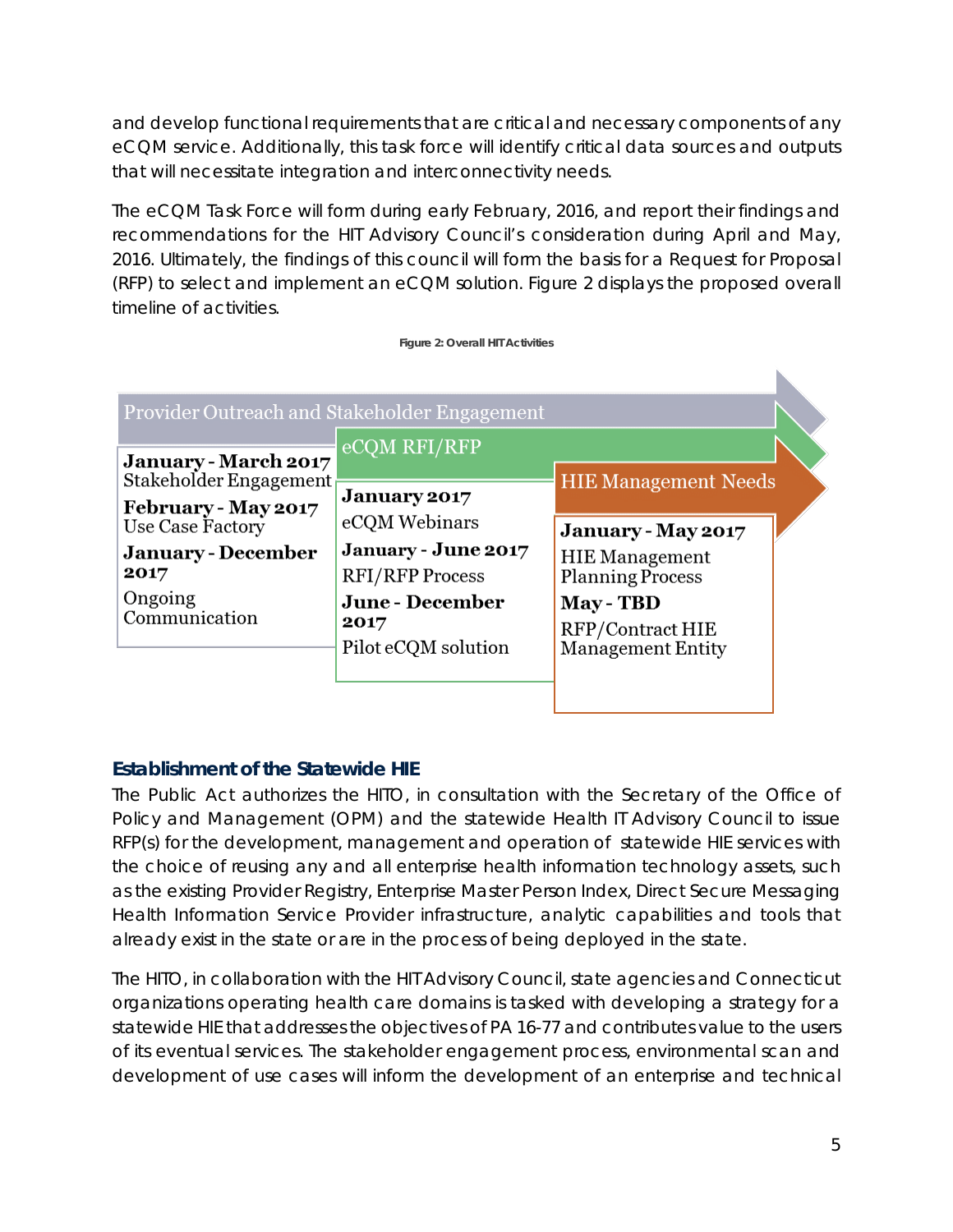and develop functional requirements that are critical and necessary components of any eCQM service. Additionally, this task force will identify critical data sources and outputs that will necessitate integration and interconnectivity needs.

The eCQM Task Force will form during early February, 2016, and report their findings and recommendations for the HIT Advisory Council's consideration during April and May, 2016. Ultimately, the findings of this council will form the basis for a Request for Proposal (RFP) to select and implement an eCQM solution. Figure 2 displays the proposed overall timeline of activities.

**Figure 2: Overall HIT Activities**

| Provider Outreach and Stakeholder Engagement | eCQM RFI/RFP | HIE Management Needs |
|---|---|---|
| **January - March 2017** Stakeholder Engagement | **January 2017** eCQM Webinars | **January - May 2017** HIE Management Planning Process |
| **February - May 2017** Use Case Factory | **January - June 2017** RFI/RFP Process | **May - TBD** RFP/Contract HIE Management Entity |
| **January - December 2017** Ongoing Communication | **June - December 2017** Pilot eCQM solution | |

### Establishment of the Statewide HIE

The Public Act authorizes the HITO, in consultation with the Secretary of the Office of Policy and Management (OPM) and the statewide Health IT Advisory Council to issue RFP(s) for the development, management and operation of statewide HIE services with the choice of reusing any and all enterprise health information technology assets, such as the existing Provider Registry, Enterprise Master Person Index, Direct Secure Messaging Health Information Service Provider infrastructure, analytic capabilities and tools that already exist in the state or are in the process of being deployed in the state.

The HITO, in collaboration with the HIT Advisory Council, state agencies and Connecticut organizations operating health care domains is tasked with developing a strategy for a statewide HIE that addresses the objectives of PA 16-77 and contributes value to the users of its eventual services. The stakeholder engagement process, environmental scan and development of use cases will inform the development of an enterprise and technical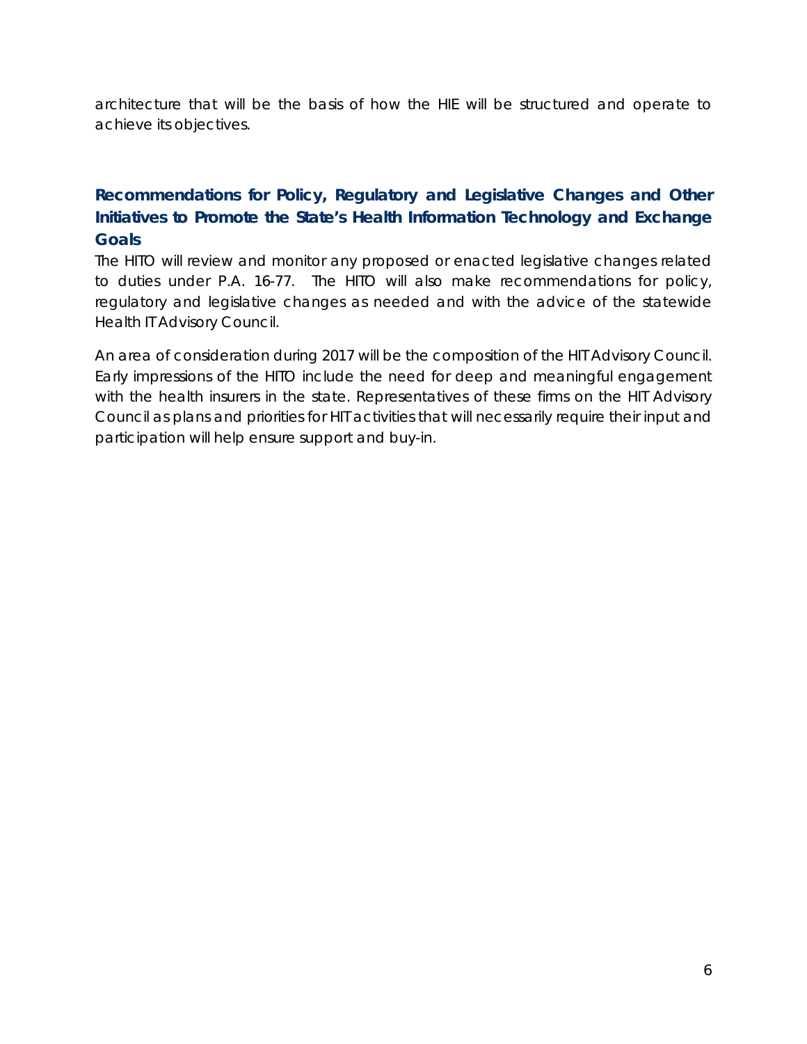architecture that will be the basis of how the HIE will be structured and operate to achieve its objectives.

## Recommendations for Policy, Regulatory and Legislative Changes and Other Initiatives to Promote the State's Health Information Technology and Exchange Goals

The HITO will review and monitor any proposed or enacted legislative changes related to duties under P.A. 16-77. The HITO will also make recommendations for policy, regulatory and legislative changes as needed and with the advice of the statewide Health IT Advisory Council.

An area of consideration during 2017 will be the composition of the HIT Advisory Council. Early impressions of the HITO include the need for deep and meaningful engagement with the health insurers in the state. Representatives of these firms on the HIT Advisory Council as plans and priorities for HIT activities that will necessarily require their input and participation will help ensure support and buy-in.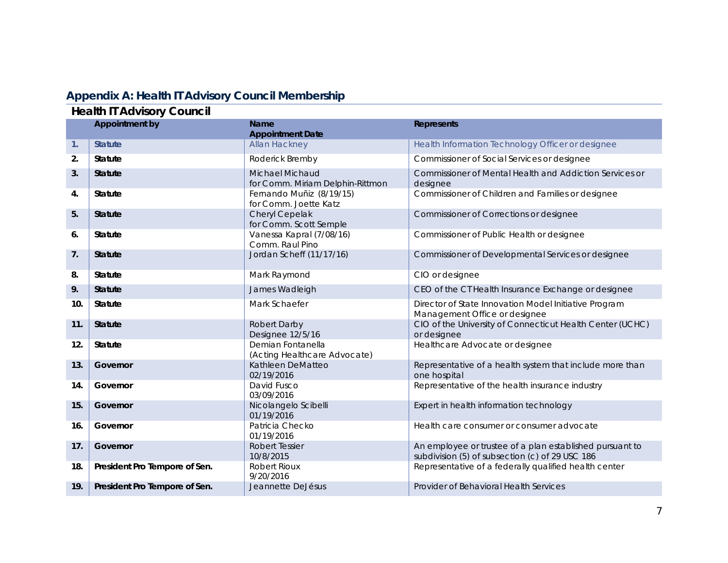## Appendix A: Health IT Advisory Council Membership

### Health IT Advisory Council

| | Appointment by | Name<br>Appointment Date | Represents |
|---|---|---|---|
| 1. | Statute | Allan Hackney | Health Information Technology Officer or designee |
| 2. | Statute | Roderick Bremby | Commissioner of Social Services or designee |
| 3. | Statute | Michael Michaud<br>for Comm. Miriam Delphin-Rittmon | Commissioner of Mental Health and Addiction Services or designee |
| 4. | Statute | Fernando Muñiz (8/19/15)<br>for Comm. Joette Katz | Commissioner of Children and Families or designee |
| 5. | Statute | Cheryl Cepelak<br>for Comm. Scott Semple | Commissioner of Corrections or designee |
| 6. | Statute | Vanessa Kapral (7/08/16)<br>Comm. Raul Pino | Commissioner of Public Health or designee |
| 7. | Statute | Jordan Scheff (11/17/16) | Commissioner of Developmental Services or designee |
| 8. | Statute | Mark Raymond | CIO or designee |
| 9. | Statute | James Wadleigh | CEO of the CT Health Insurance Exchange or designee |
| 10. | Statute | Mark Schaefer | Director of State Innovation Model Initiative Program Management Office or designee |
| 11. | Statute | Robert Darby<br>Designee 12/5/16 | CIO of the University of Connecticut Health Center (UCHC) or designee |
| 12. | Statute | Demian Fontanella<br>(Acting Healthcare Advocate) | Healthcare Advocate or designee |
| 13. | Governor | Kathleen DeMatteo<br>02/19/2016 | Representative of a health system that include more than one hospital |
| 14. | Governor | David Fusco<br>03/09/2016 | Representative of the health insurance industry |
| 15. | Governor | Nicolangelo Scibelli<br>01/19/2016 | Expert in health information technology |
| 16. | Governor | Patricia Checko<br>01/19/2016 | Health care consumer or consumer advocate |
| 17. | Governor | Robert Tessier<br>10/8/2015 | An employee or trustee of a plan established pursuant to subdivision (5) of subsection (c) of 29 USC 186 |
| 18. | President Pro Tempore of Sen. | Robert Rioux<br>9/20/2016 | Representative of a federally qualified health center |
| 19. | President Pro Tempore of Sen. | Jeannette DeJésus | Provider of Behavioral Health Services |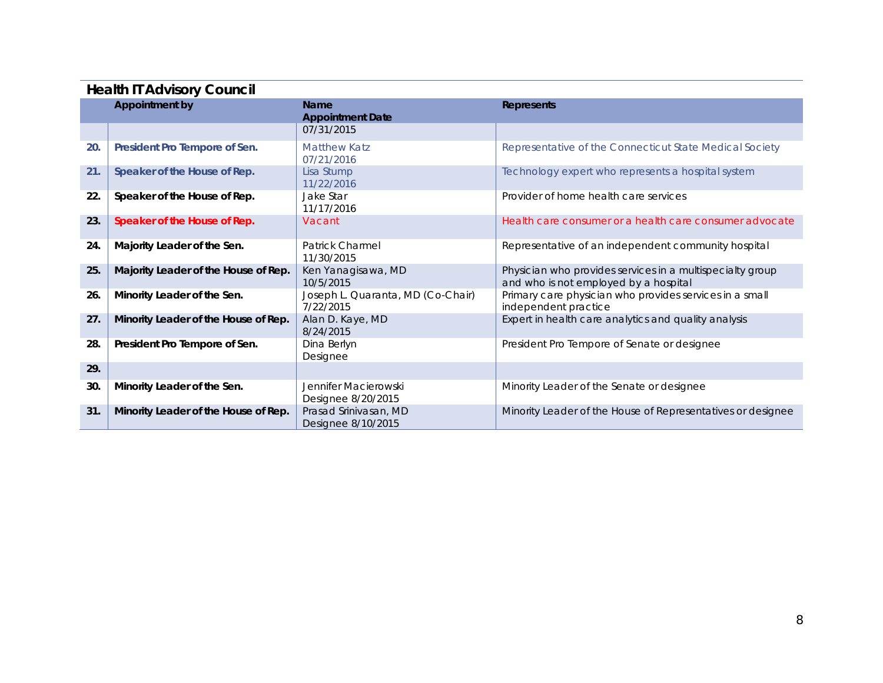## Health IT Advisory Council

| | Appointment by | Name<br>Appointment Date | Represents |
|---|---|---|---|
| | | 07/31/2015 | |
| 20. | **President Pro Tempore of Sen.** | Matthew Katz<br>07/21/2016 | Representative of the Connecticut State Medical Society |
| 21. | **Speaker of the House of Rep.** | Lisa Stump<br>11/22/2016 | Technology expert who represents a hospital system |
| 22. | **Speaker of the House of Rep.** | Jake Star<br>11/17/2016 | Provider of home health care services |
| 23. | **Speaker of the House of Rep.** | Vacant | Health care consumer or a health care consumer advocate |
| 24. | **Majority Leader of the Sen.** | Patrick Charmel<br>11/30/2015 | Representative of an independent community hospital |
| 25. | **Majority Leader of the House of Rep.** | Ken Yanagisawa, MD<br>10/5/2015 | Physician who provides services in a multispecialty group and who is not employed by a hospital |
| 26. | **Minority Leader of the Sen.** | Joseph L. Quaranta, MD (Co-Chair)<br>7/22/2015 | Primary care physician who provides services in a small independent practice |
| 27. | **Minority Leader of the House of Rep.** | Alan D. Kaye, MD<br>8/24/2015 | Expert in health care analytics and quality analysis |
| 28. | **President Pro Tempore of Sen.** | Dina Berlyn<br>Designee | President Pro Tempore of Senate or designee |
| 29. | | | |
| 30. | **Minority Leader of the Sen.** | Jennifer Macierowski<br>Designee 8/20/2015 | Minority Leader of the Senate or designee |
| 31. | **Minority Leader of the House of Rep.** | Prasad Srinivasan, MD<br>Designee 8/10/2015 | Minority Leader of the House of Representatives or designee |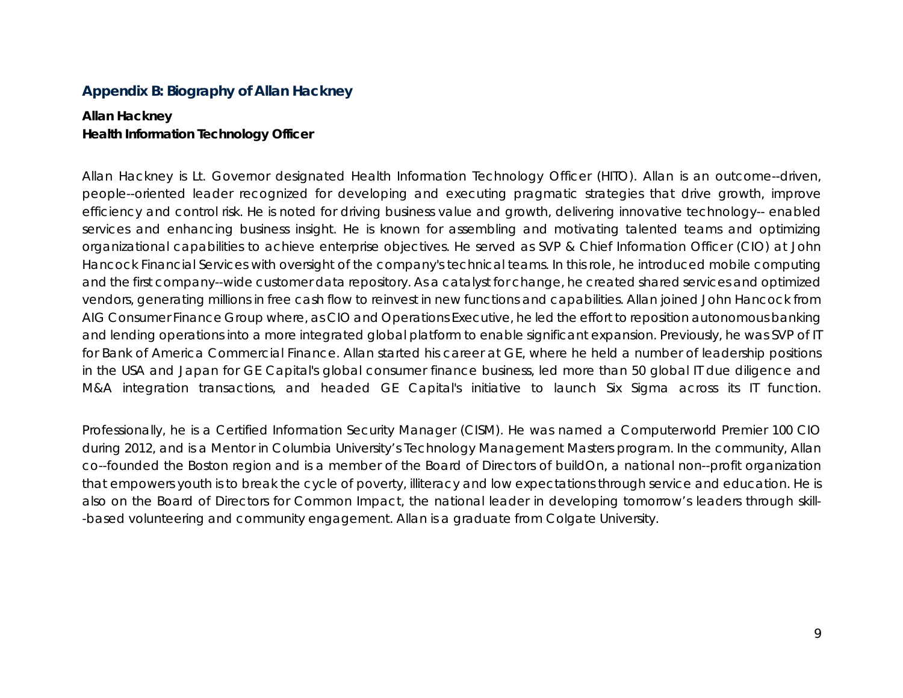## Appendix B: Biography of Allan Hackney

**Allan Hackney**
**Health Information Technology Officer**

Allan Hackney is Lt. Governor designated Health Information Technology Officer (HITO). Allan is an outcome--driven, people--oriented leader recognized for developing and executing pragmatic strategies that drive growth, improve efficiency and control risk. He is noted for driving business value and growth, delivering innovative technology-- enabled services and enhancing business insight. He is known for assembling and motivating talented teams and optimizing organizational capabilities to achieve enterprise objectives. He served as SVP & Chief Information Officer (CIO) at John Hancock Financial Services with oversight of the company's technical teams. In this role, he introduced mobile computing and the first company--wide customer data repository. As a catalyst for change, he created shared services and optimized vendors, generating millions in free cash flow to reinvest in new functions and capabilities. Allan joined John Hancock from AIG Consumer Finance Group where, as CIO and Operations Executive, he led the effort to reposition autonomous banking and lending operations into a more integrated global platform to enable significant expansion. Previously, he was SVP of IT for Bank of America Commercial Finance. Allan started his career at GE, where he held a number of leadership positions in the USA and Japan for GE Capital's global consumer finance business, led more than 50 global IT due diligence and M&A integration transactions, and headed GE Capital's initiative to launch Six Sigma across its IT function.

Professionally, he is a Certified Information Security Manager (CISM). He was named a Computerworld Premier 100 CIO during 2012, and is a Mentor in Columbia University's Technology Management Masters program. In the community, Allan co--founded the Boston region and is a member of the Board of Directors of buildOn, a national non--profit organization that empowers youth is to break the cycle of poverty, illiteracy and low expectations through service and education. He is also on the Board of Directors for Common Impact, the national leader in developing tomorrow's leaders through skill--based volunteering and community engagement. Allan is a graduate from Colgate University.